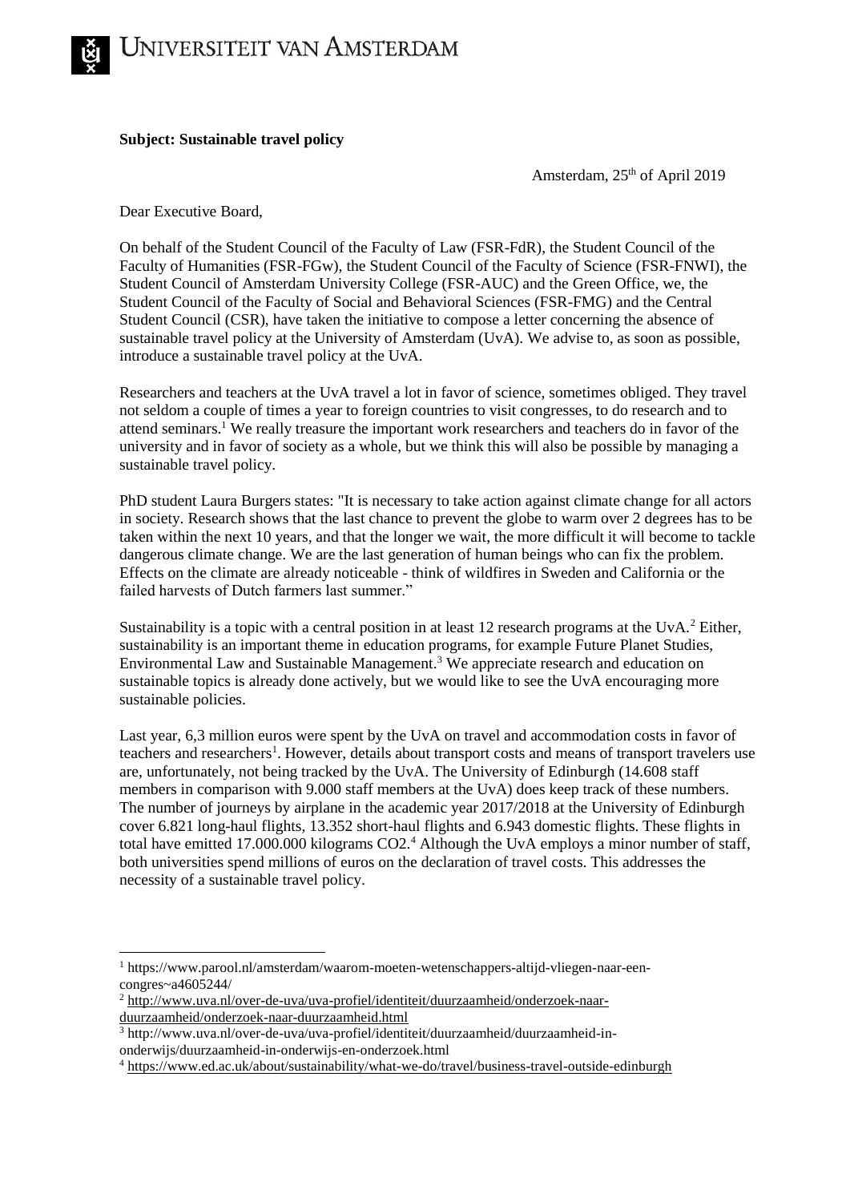UNIVERSITEIT VAN AMSTERDAM

**Subject: Sustainable travel policy**

Amsterdam, 25th of April 2019

Dear Executive Board,

On behalf of the Student Council of the Faculty of Law (FSR-FdR), the Student Council of the Faculty of Humanities (FSR-FGw), the Student Council of the Faculty of Science (FSR-FNWI), the Student Council of Amsterdam University College (FSR-AUC) and the Green Office, we, the Student Council of the Faculty of Social and Behavioral Sciences (FSR-FMG) and the Central Student Council (CSR), have taken the initiative to compose a letter concerning the absence of sustainable travel policy at the University of Amsterdam (UvA). We advise to, as soon as possible, introduce a sustainable travel policy at the UvA.

Researchers and teachers at the UvA travel a lot in favor of science, sometimes obliged. They travel not seldom a couple of times a year to foreign countries to visit congresses, to do research and to attend seminars.[1] We really treasure the important work researchers and teachers do in favor of the university and in favor of society as a whole, but we think this will also be possible by managing a sustainable travel policy.

PhD student Laura Burgers states: "It is necessary to take action against climate change for all actors in society. Research shows that the last chance to prevent the globe to warm over 2 degrees has to be taken within the next 10 years, and that the longer we wait, the more difficult it will become to tackle dangerous climate change. We are the last generation of human beings who can fix the problem. Effects on the climate are already noticeable - think of wildfires in Sweden and California or the failed harvests of Dutch farmers last summer."

Sustainability is a topic with a central position in at least 12 research programs at the UvA.[2] Either, sustainability is an important theme in education programs, for example Future Planet Studies, Environmental Law and Sustainable Management.[3] We appreciate research and education on sustainable topics is already done actively, but we would like to see the UvA encouraging more sustainable policies.

Last year, 6,3 million euros were spent by the UvA on travel and accommodation costs in favor of teachers and researchers[1]. However, details about transport costs and means of transport travelers use are, unfortunately, not being tracked by the UvA. The University of Edinburgh (14.608 staff members in comparison with 9.000 staff members at the UvA) does keep track of these numbers. The number of journeys by airplane in the academic year 2017/2018 at the University of Edinburgh cover 6.821 long-haul flights, 13.352 short-haul flights and 6.943 domestic flights. These flights in total have emitted 17.000.000 kilograms $CO_2$.[4] Although the UvA employs a minor number of staff, both universities spend millions of euros on the declaration of travel costs. This addresses the necessity of a sustainable travel policy.

---

[1] https://www.parool.nl/amsterdam/waarom-moeten-wetenschappers-altijd-vliegen-naar-een-congres~a4605244/

[2] http://www.uva.nl/over-de-uva/uva-profiel/identiteit/duurzaamheid/onderzoek-naar-duurzaamheid/onderzoek-naar-duurzaamheid.html

[3] http://www.uva.nl/over-de-uva/uva-profiel/identiteit/duurzaamheid/duurzaamheid-in-onderwijs/duurzaamheid-in-onderwijs-en-onderzoek.html

[4] https://www.ed.ac.uk/about/sustainability/what-we-do/travel/business-travel-outside-edinburgh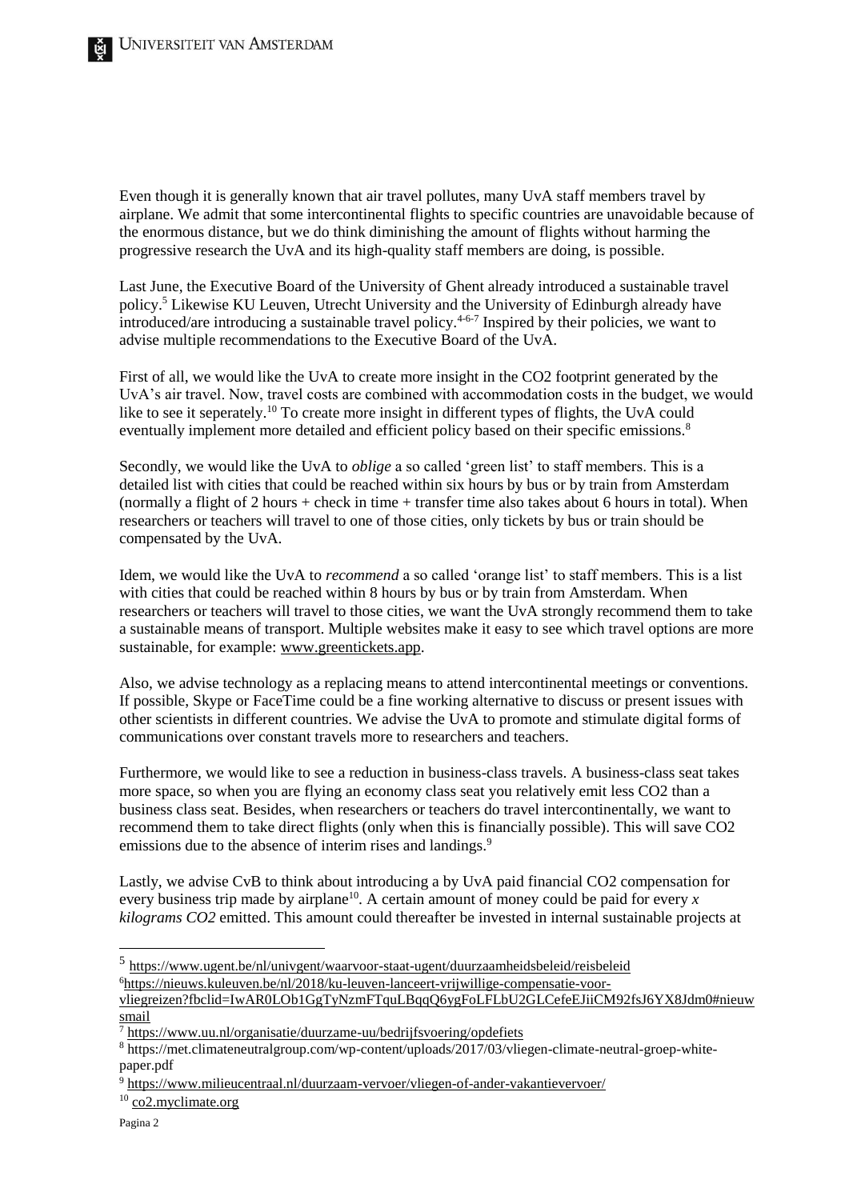Even though it is generally known that air travel pollutes, many UvA staff members travel by airplane. We admit that some intercontinental flights to specific countries are unavoidable because of the enormous distance, but we do think diminishing the amount of flights without harming the progressive research the UvA and its high-quality staff members are doing, is possible.

Last June, the Executive Board of the University of Ghent already introduced a sustainable travel policy.[5] Likewise KU Leuven, Utrecht University and the University of Edinburgh already have introduced/are introducing a sustainable travel policy.[4-6-7] Inspired by their policies, we want to advise multiple recommendations to the Executive Board of the UvA.

First of all, we would like the UvA to create more insight in the CO2 footprint generated by the UvA's air travel. Now, travel costs are combined with accommodation costs in the budget, we would like to see it seperately.[10] To create more insight in different types of flights, the UvA could eventually implement more detailed and efficient policy based on their specific emissions.[8]

Secondly, we would like the UvA to *oblige* a so called 'green list' to staff members. This is a detailed list with cities that could be reached within six hours by bus or by train from Amsterdam (normally a flight of 2 hours + check in time + transfer time also takes about 6 hours in total). When researchers or teachers will travel to one of those cities, only tickets by bus or train should be compensated by the UvA.

Idem, we would like the UvA to *recommend* a so called 'orange list' to staff members. This is a list with cities that could be reached within 8 hours by bus or by train from Amsterdam. When researchers or teachers will travel to those cities, we want the UvA strongly recommend them to take a sustainable means of transport. Multiple websites make it easy to see which travel options are more sustainable, for example: www.greentickets.app.

Also, we advise technology as a replacing means to attend intercontinental meetings or conventions. If possible, Skype or FaceTime could be a fine working alternative to discuss or present issues with other scientists in different countries. We advise the UvA to promote and stimulate digital forms of communications over constant travels more to researchers and teachers.

Furthermore, we would like to see a reduction in business-class travels. A business-class seat takes more space, so when you are flying an economy class seat you relatively emit less CO2 than a business class seat. Besides, when researchers or teachers do travel intercontinentally, we want to recommend them to take direct flights (only when this is financially possible). This will save CO2 emissions due to the absence of interim rises and landings.[9]

Lastly, we advise CvB to think about introducing a by UvA paid financial CO2 compensation for every business trip made by airplane[10]. A certain amount of money could be paid for every *x kilograms CO2* emitted. This amount could thereafter be invested in internal sustainable projects at

---

[5] https://www.ugent.be/nl/univgent/waarvoor-staat-ugent/duurzaamheidsbeleid/reisbeleid

[6] https://nieuws.kuleuven.be/nl/2018/ku-leuven-lanceert-vrijwillige-compensatie-voor-vliegreizen?fbclid=IwAR0LOb1GgTyNzmFTquLBqqQ6ygFoLFLbU2GLCefeEJiiCM92fsJ6YX8Jdm0#nieuwsmail

[7] https://www.uu.nl/organisatie/duurzame-uu/bedrijfsvoering/opdefiets

[8] https://met.climateneutralgroup.com/wp-content/uploads/2017/03/vliegen-climate-neutral-groep-white-paper.pdf

[9] https://www.milieucentraal.nl/duurzaam-vervoer/vliegen-of-ander-vakantievervoer/

[10] co2.myclimate.org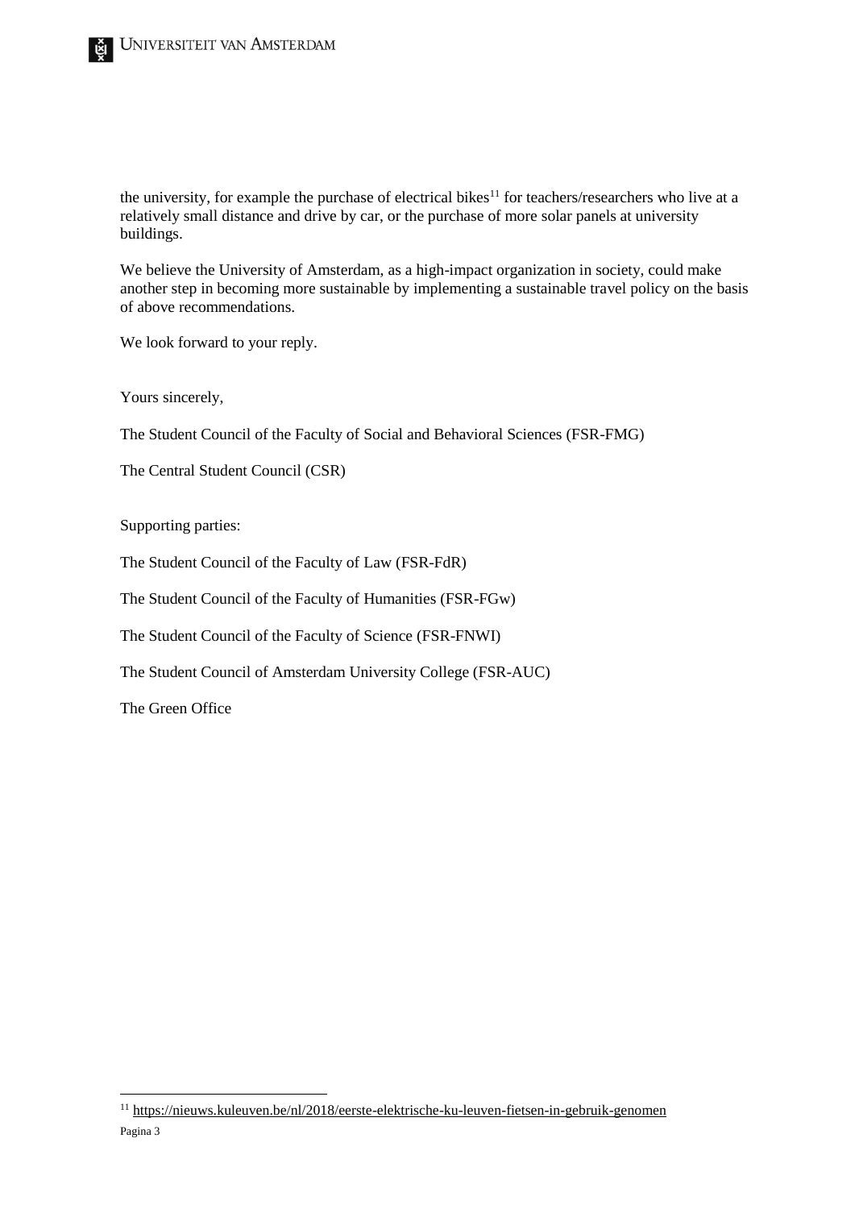the university, for example the purchase of electrical bikes[11] for teachers/researchers who live at a relatively small distance and drive by car, or the purchase of more solar panels at university buildings.

We believe the University of Amsterdam, as a high-impact organization in society, could make another step in becoming more sustainable by implementing a sustainable travel policy on the basis of above recommendations.

We look forward to your reply.

Yours sincerely,

The Student Council of the Faculty of Social and Behavioral Sciences (FSR-FMG)

The Central Student Council (CSR)

Supporting parties:

The Student Council of the Faculty of Law (FSR-FdR)

The Student Council of the Faculty of Humanities (FSR-FGw)

The Student Council of the Faculty of Science (FSR-FNWI)

The Student Council of Amsterdam University College (FSR-AUC)

The Green Office

---

[11] https://nieuws.kuleuven.be/nl/2018/eerste-elektrische-ku-leuven-fietsen-in-gebruik-genomen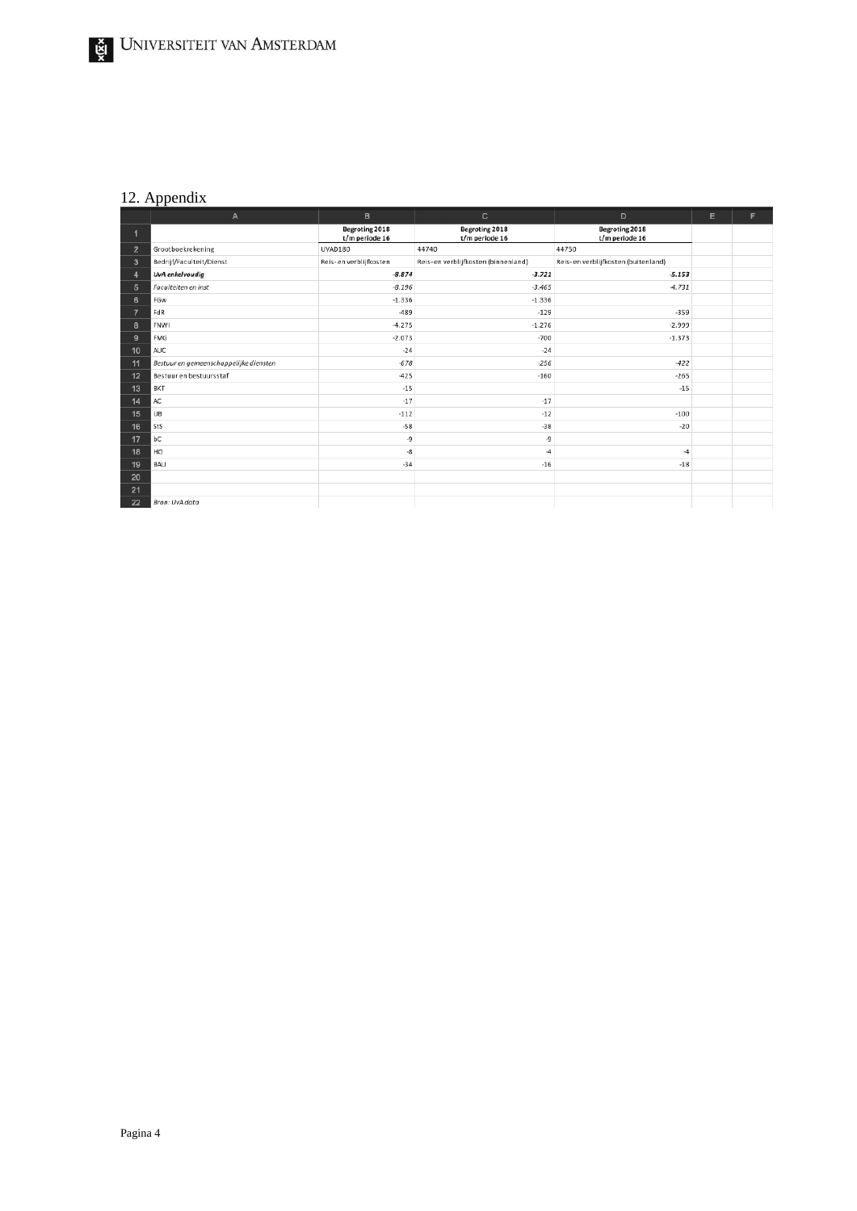## 12. Appendix

| | Begroting 2018 t/m periode 16 | Begroting 2018 t/m periode 16 | Begroting 2018 t/m periode 16 |
|---|---|---|---|
| Grootboekrekening | UYAD180 | 44740 | 44750 |
| Bedrijf/Faculteit/Dienst | Reis- en verblijfkosten | Reis- en verblijfkosten (binnenland) | Reis- en verblijfkosten (buitenland) |
| ***UvA enkelvoudig*** | *-8.874* | *-3.721* | *-5.153* |
| *Faculteiten en inst* | *-8.196* | *-3.465* | *-4.731* |
| FGw | -1.336 | -1.336 | |
| FdR | -489 | -129 | -359 |
| FNWI | -4.275 | -1.276 | -2.999 |
| FMG | -2.073 | -700 | -1.373 |
| AUC | -24 | -24 | |
| *Bestuur en gemeenschappelijke diensten* | *-678* | *-256* | *-422* |
| Bestuur en bestuursstaf | -425 | -160 | -265 |
| BKT | -15 | | -15 |
| AC | -17 | -17 | |
| UB | -112 | -12 | -100 |
| STS | -58 | -38 | -20 |
| bC | -9 | -9 | |
| HO | -8 | -4 | -4 |
| BAU | -34 | -16 | -18 |

*Bron: UvA data*